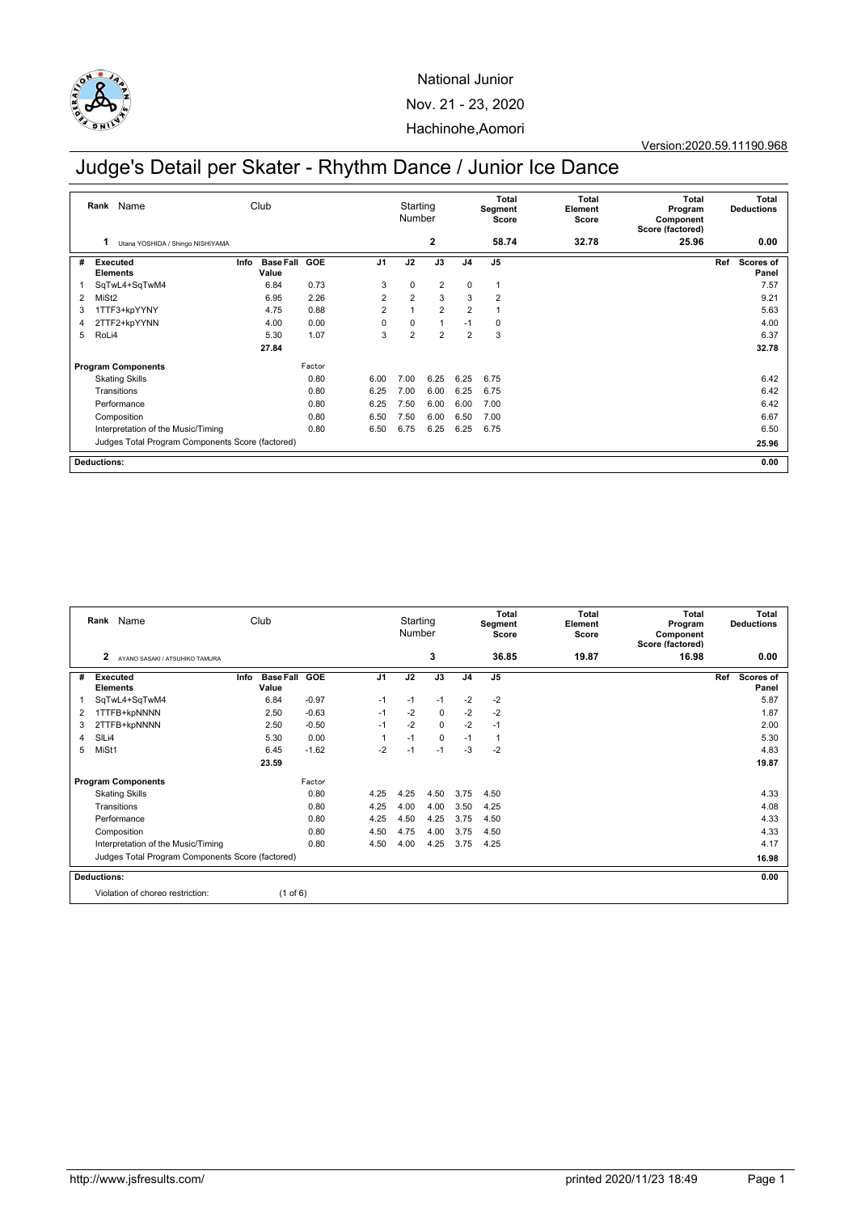National Junior

Nov. 21 - 23, 2020

Hachinohe,Aomori

Version:2020.59.11190.968

# Judge's Detail per Skater - Rhythm Dance / Junior Ice Dance

| Rank | Name | Club | Starting Number | Total Segment Score | Total Element Score | Total Program Component Score (factored) | Total Deductions |
|---|---|---|---|---|---|---|---|
| 1 | Utana YOSHIDA / Shingo NISHIYAMA | | 2 | 58.74 | 32.78 | 25.96 | 0.00 |

| # | Executed Elements | Info | Base Fall Value | GOE | J1 | J2 | J3 | J4 | J5 | Ref | Scores of Panel |
|---|---|---|---|---|---|---|---|---|---|---|---|
| 1 | SqTwL4+SqTwM4 | | 6.84 | 0.73 | 3 | 0 | 2 | 0 | 1 | | 7.57 |
| 2 | MiSt2 | | 6.95 | 2.26 | 2 | 2 | 3 | 3 | 2 | | 9.21 |
| 3 | 1TTF3+kpYYNY | | 4.75 | 0.88 | 2 | 1 | 2 | 2 | 1 | | 5.63 |
| 4 | 2TTF2+kpYYNN | | 4.00 | 0.00 | 0 | 0 | 1 | -1 | 0 | | 4.00 |
| 5 | RoLi4 | | 5.30 | 1.07 | 3 | 2 | 2 | 2 | 3 | | 6.37 |
| | | | 27.84 | | | | | | | | 32.78 |

| Program Components | Factor | J1 | J2 | J3 | J4 | J5 | Scores of Panel |
|---|---|---|---|---|---|---|---|
| Skating Skills | 0.80 | 6.00 | 7.00 | 6.25 | 6.25 | 6.75 | 6.42 |
| Transitions | 0.80 | 6.25 | 7.00 | 6.00 | 6.25 | 6.75 | 6.42 |
| Performance | 0.80 | 6.25 | 7.50 | 6.00 | 6.00 | 7.00 | 6.42 |
| Composition | 0.80 | 6.50 | 7.50 | 6.00 | 6.50 | 7.00 | 6.67 |
| Interpretation of the Music/Timing | 0.80 | 6.50 | 6.75 | 6.25 | 6.25 | 6.75 | 6.50 |
| Judges Total Program Components Score (factored) | | | | | | | 25.96 |

Deductions: 0.00

| Rank | Name | Club | Starting Number | Total Segment Score | Total Element Score | Total Program Component Score (factored) | Total Deductions |
|---|---|---|---|---|---|---|---|
| 2 | AYANO SASAKI / ATSUHIKO TAMURA | | 3 | 36.85 | 19.87 | 16.98 | 0.00 |

| # | Executed Elements | Info | Base Fall Value | GOE | J1 | J2 | J3 | J4 | J5 | Ref | Scores of Panel |
|---|---|---|---|---|---|---|---|---|---|---|---|
| 1 | SqTwL4+SqTwM4 | | 6.84 | -0.97 | -1 | -1 | -1 | -2 | -2 | | 5.87 |
| 2 | 1TTFB+kpNNNN | | 2.50 | -0.63 | -1 | -2 | 0 | -2 | -2 | | 1.87 |
| 3 | 2TTFB+kpNNNN | | 2.50 | -0.50 | -1 | -2 | 0 | -2 | -1 | | 2.00 |
| 4 | SlLi4 | | 5.30 | 0.00 | 1 | -1 | 0 | -1 | 1 | | 5.30 |
| 5 | MiSt1 | | 6.45 | -1.62 | -2 | -1 | -1 | -3 | -2 | | 4.83 |
| | | | 23.59 | | | | | | | | 19.87 |

| Program Components | Factor | J1 | J2 | J3 | J4 | J5 | Scores of Panel |
|---|---|---|---|---|---|---|---|
| Skating Skills | 0.80 | 4.25 | 4.25 | 4.50 | 3.75 | 4.50 | 4.33 |
| Transitions | 0.80 | 4.25 | 4.00 | 4.00 | 3.50 | 4.25 | 4.08 |
| Performance | 0.80 | 4.25 | 4.50 | 4.25 | 3.75 | 4.50 | 4.33 |
| Composition | 0.80 | 4.50 | 4.75 | 4.00 | 3.75 | 4.50 | 4.33 |
| Interpretation of the Music/Timing | 0.80 | 4.50 | 4.00 | 4.25 | 3.75 | 4.25 | 4.17 |
| Judges Total Program Components Score (factored) | | | | | | | 16.98 |

Deductions: 0.00

Violation of choreo restriction: (1 of 6)

http://www.jsfresults.com/

printed 2020/11/23 18:49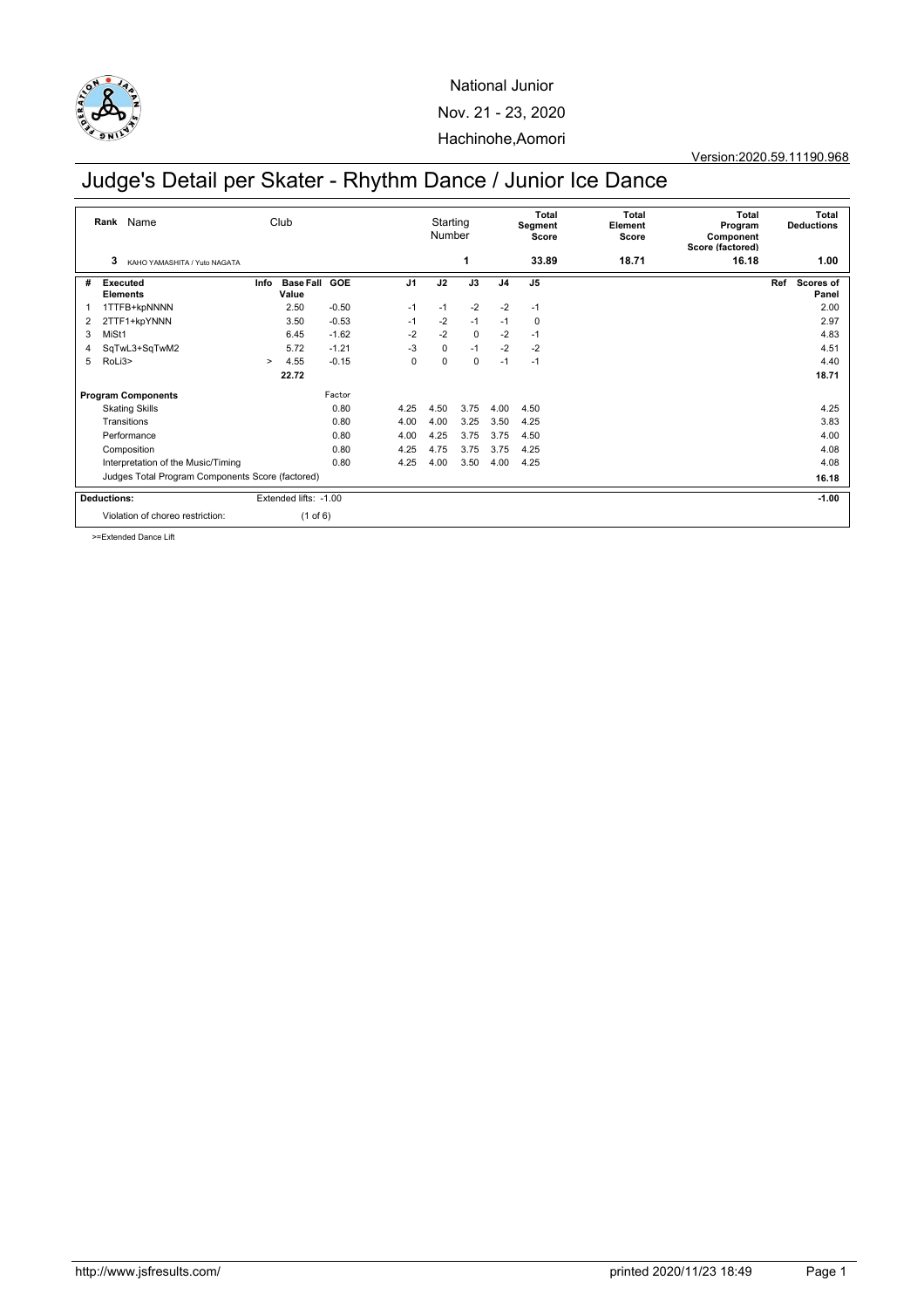National Junior

Nov. 21 - 23, 2020

Hachinohe,Aomori

Version:2020.59.11190.968

# Judge's Detail per Skater - Rhythm Dance / Junior Ice Dance

| Rank | Name | Club | Starting Number | Total Segment Score | Total Element Score | Total Program Component Score (factored) | Total Deductions |
|---|---|---|---|---|---|---|---|
| 3 | KAHO YAMASHITA / Yuto NAGATA | | 1 | 33.89 | 18.71 | 16.18 | 1.00 |

| # | Executed Elements | Info | Base Value | Fall | GOE | J1 | J2 | J3 | J4 | J5 | Ref | Scores of Panel |
|---|---|---|---|---|---|---|---|---|---|---|---|---|
| 1 | 1TTFB+kpNNNN | | 2.50 | | -0.50 | -1 | -1 | -2 | -2 | -1 | | 2.00 |
| 2 | 2TTF1+kpYNNN | | 3.50 | | -0.53 | -1 | -2 | -1 | -1 | 0 | | 2.97 |
| 3 | MiSt1 | | 6.45 | | -1.62 | -2 | -2 | 0 | -2 | -1 | | 4.83 |
| 4 | SqTwL3+SqTwM2 | | 5.72 | | -1.21 | -3 | 0 | -1 | -2 | -2 | | 4.51 |
| 5 | RoLi3> | > | 4.55 | | -0.15 | 0 | 0 | 0 | -1 | -1 | | 4.40 |
| | | | 22.72 | | | | | | | | | 18.71 |

| Program Components | Factor | J1 | J2 | J3 | J4 | J5 | Scores of Panel |
|---|---|---|---|---|---|---|---|
| Skating Skills | 0.80 | 4.25 | 4.50 | 3.75 | 4.00 | 4.50 | 4.25 |
| Transitions | 0.80 | 4.00 | 4.00 | 3.25 | 3.50 | 4.25 | 3.83 |
| Performance | 0.80 | 4.00 | 4.25 | 3.75 | 3.75 | 4.50 | 4.00 |
| Composition | 0.80 | 4.25 | 4.75 | 3.75 | 3.75 | 4.25 | 4.08 |
| Interpretation of the Music/Timing | 0.80 | 4.25 | 4.00 | 3.50 | 4.00 | 4.25 | 4.08 |
| Judges Total Program Components Score (factored) | | | | | | | 16.18 |

| Deductions: | | |
|---|---|---|
| | Extended lifts: -1.00 | -1.00 |
| Violation of choreo restriction: | (1 of 6) | |

>=Extended Dance Lift

http://www.jsfresults.com/ printed 2020/11/23 18:49